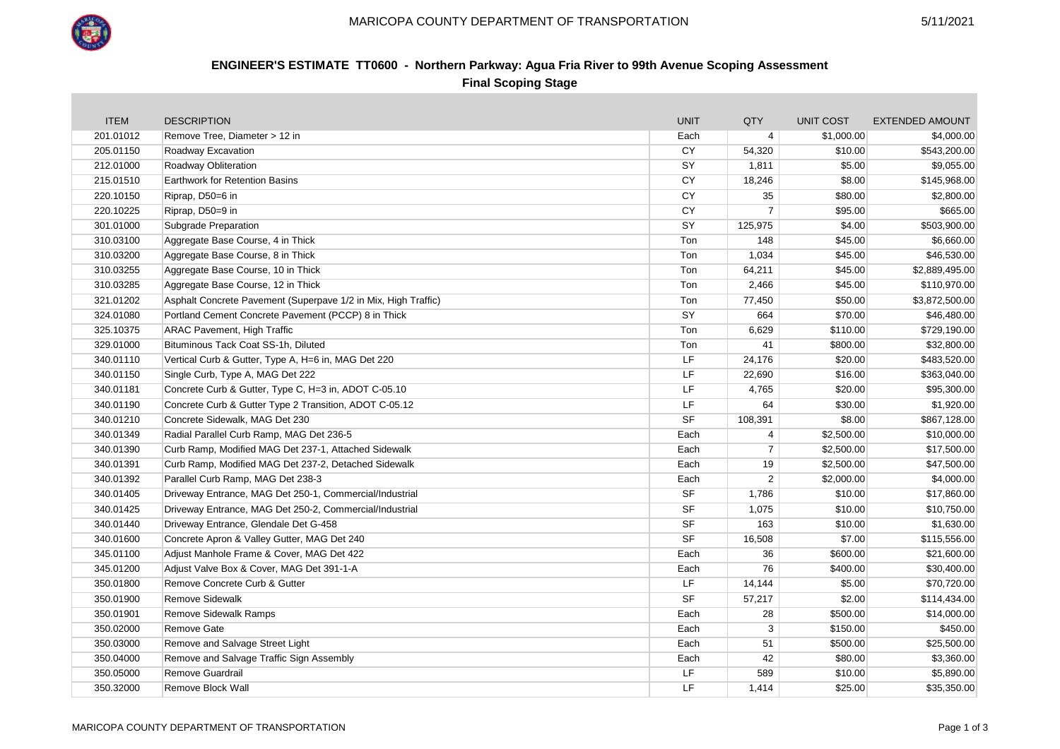# ENGINEER'S ESTIMATE TT0600 - Northern Parkway: Agua Fria River to 99th Avenue Scoping Assessment

## Final Scoping Stage

| ITEM | DESCRIPTION | UNIT | QTY | UNIT COST | EXTENDED AMOUNT |
|---|---|---|---|---|---|
| 201.01012 | Remove Tree, Diameter > 12 in | Each | 4 | $1,000.00 | $4,000.00 |
| 205.01150 | Roadway Excavation | CY | 54,320 | $10.00 | $543,200.00 |
| 212.01000 | Roadway Obliteration | SY | 1,811 | $5.00 | $9,055.00 |
| 215.01510 | Earthwork for Retention Basins | CY | 18,246 | $8.00 | $145,968.00 |
| 220.10150 | Riprap, D50=6 in | CY | 35 | $80.00 | $2,800.00 |
| 220.10225 | Riprap, D50=9 in | CY | 7 | $95.00 | $665.00 |
| 301.01000 | Subgrade Preparation | SY | 125,975 | $4.00 | $503,900.00 |
| 310.03100 | Aggregate Base Course, 4 in Thick | Ton | 148 | $45.00 | $6,660.00 |
| 310.03200 | Aggregate Base Course, 8 in Thick | Ton | 1,034 | $45.00 | $46,530.00 |
| 310.03255 | Aggregate Base Course, 10 in Thick | Ton | 64,211 | $45.00 | $2,889,495.00 |
| 310.03285 | Aggregate Base Course, 12 in Thick | Ton | 2,466 | $45.00 | $110,970.00 |
| 321.01202 | Asphalt Concrete Pavement (Superpave 1/2 in Mix, High Traffic) | Ton | 77,450 | $50.00 | $3,872,500.00 |
| 324.01080 | Portland Cement Concrete Pavement (PCCP) 8 in Thick | SY | 664 | $70.00 | $46,480.00 |
| 325.10375 | ARAC Pavement, High Traffic | Ton | 6,629 | $110.00 | $729,190.00 |
| 329.01000 | Bituminous Tack Coat SS-1h, Diluted | Ton | 41 | $800.00 | $32,800.00 |
| 340.01110 | Vertical Curb & Gutter, Type A, H=6 in, MAG Det 220 | LF | 24,176 | $20.00 | $483,520.00 |
| 340.01150 | Single Curb, Type A, MAG Det 222 | LF | 22,690 | $16.00 | $363,040.00 |
| 340.01181 | Concrete Curb & Gutter, Type C, H=3 in, ADOT C-05.10 | LF | 4,765 | $20.00 | $95,300.00 |
| 340.01190 | Concrete Curb & Gutter Type 2 Transition, ADOT C-05.12 | LF | 64 | $30.00 | $1,920.00 |
| 340.01210 | Concrete Sidewalk, MAG Det 230 | SF | 108,391 | $8.00 | $867,128.00 |
| 340.01349 | Radial Parallel Curb Ramp, MAG Det 236-5 | Each | 4 | $2,500.00 | $10,000.00 |
| 340.01390 | Curb Ramp, Modified MAG Det 237-1, Attached Sidewalk | Each | 7 | $2,500.00 | $17,500.00 |
| 340.01391 | Curb Ramp, Modified MAG Det 237-2, Detached Sidewalk | Each | 19 | $2,500.00 | $47,500.00 |
| 340.01392 | Parallel Curb Ramp, MAG Det 238-3 | Each | 2 | $2,000.00 | $4,000.00 |
| 340.01405 | Driveway Entrance, MAG Det 250-1, Commercial/Industrial | SF | 1,786 | $10.00 | $17,860.00 |
| 340.01425 | Driveway Entrance, MAG Det 250-2, Commercial/Industrial | SF | 1,075 | $10.00 | $10,750.00 |
| 340.01440 | Driveway Entrance, Glendale Det G-458 | SF | 163 | $10.00 | $1,630.00 |
| 340.01600 | Concrete Apron & Valley Gutter, MAG Det 240 | SF | 16,508 | $7.00 | $115,556.00 |
| 345.01100 | Adjust Manhole Frame & Cover, MAG Det 422 | Each | 36 | $600.00 | $21,600.00 |
| 345.01200 | Adjust Valve Box & Cover, MAG Det 391-1-A | Each | 76 | $400.00 | $30,400.00 |
| 350.01800 | Remove Concrete Curb & Gutter | LF | 14,144 | $5.00 | $70,720.00 |
| 350.01900 | Remove Sidewalk | SF | 57,217 | $2.00 | $114,434.00 |
| 350.01901 | Remove Sidewalk Ramps | Each | 28 | $500.00 | $14,000.00 |
| 350.02000 | Remove Gate | Each | 3 | $150.00 | $450.00 |
| 350.03000 | Remove and Salvage Street Light | Each | 51 | $500.00 | $25,500.00 |
| 350.04000 | Remove and Salvage Traffic Sign Assembly | Each | 42 | $80.00 | $3,360.00 |
| 350.05000 | Remove Guardrail | LF | 589 | $10.00 | $5,890.00 |
| 350.32000 | Remove Block Wall | LF | 1,414 | $25.00 | $35,350.00 |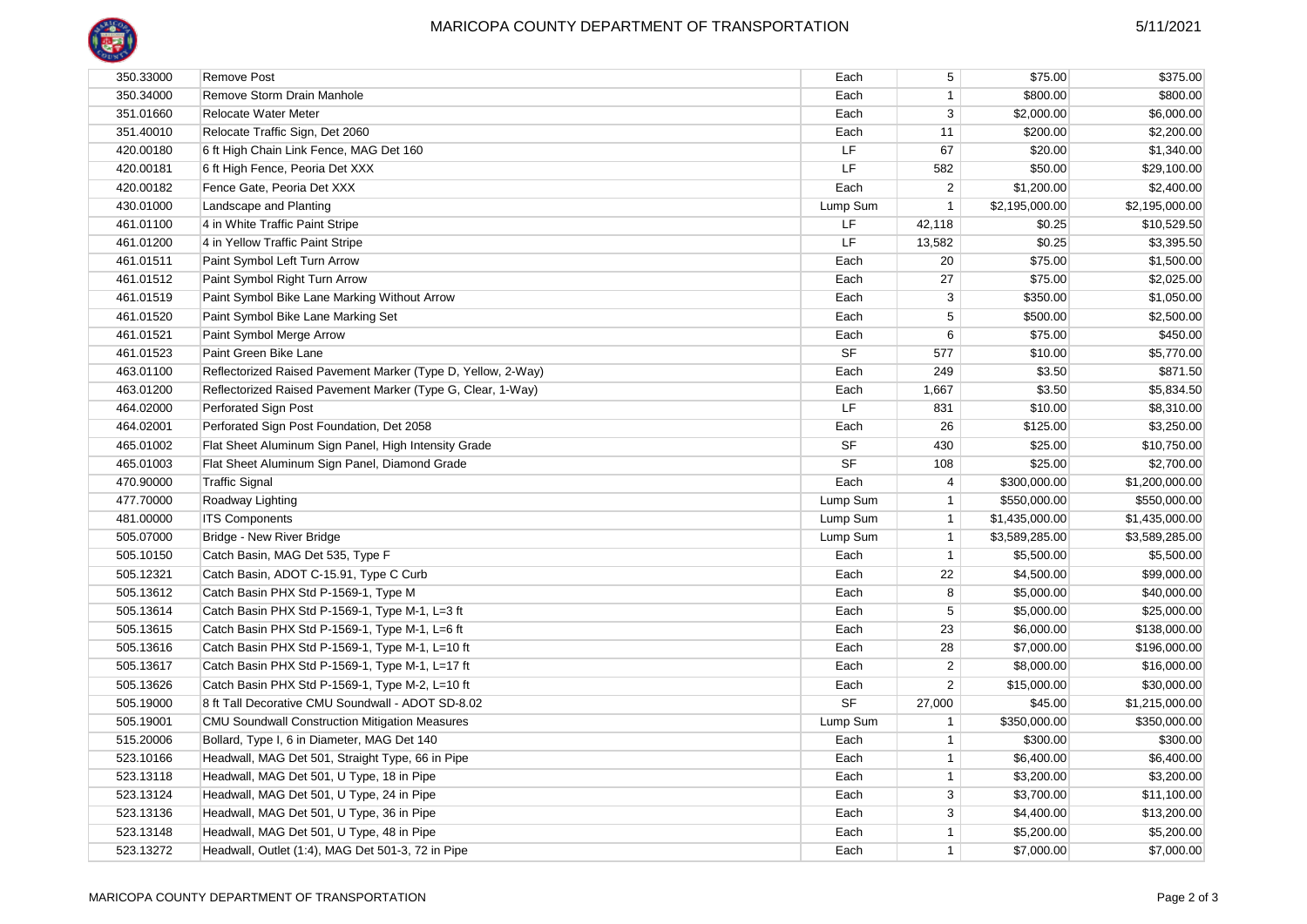| | | | | | |
|---|---|---|---|---|---|
| 350.33000 | Remove Post | Each | 5 | $75.00 | $375.00 |
| 350.34000 | Remove Storm Drain Manhole | Each | 1 | $800.00 | $800.00 |
| 351.01660 | Relocate Water Meter | Each | 3 | $2,000.00 | $6,000.00 |
| 351.40010 | Relocate Traffic Sign, Det 2060 | Each | 11 | $200.00 | $2,200.00 |
| 420.00180 | 6 ft High Chain Link Fence, MAG Det 160 | LF | 67 | $20.00 | $1,340.00 |
| 420.00181 | 6 ft High Fence, Peoria Det XXX | LF | 582 | $50.00 | $29,100.00 |
| 420.00182 | Fence Gate, Peoria Det XXX | Each | 2 | $1,200.00 | $2,400.00 |
| 430.01000 | Landscape and Planting | Lump Sum | 1 | $2,195,000.00 | $2,195,000.00 |
| 461.01100 | 4 in White Traffic Paint Stripe | LF | 42,118 | $0.25 | $10,529.50 |
| 461.01200 | 4 in Yellow Traffic Paint Stripe | LF | 13,582 | $0.25 | $3,395.50 |
| 461.01511 | Paint Symbol Left Turn Arrow | Each | 20 | $75.00 | $1,500.00 |
| 461.01512 | Paint Symbol Right Turn Arrow | Each | 27 | $75.00 | $2,025.00 |
| 461.01519 | Paint Symbol Bike Lane Marking Without Arrow | Each | 3 | $350.00 | $1,050.00 |
| 461.01520 | Paint Symbol Bike Lane Marking Set | Each | 5 | $500.00 | $2,500.00 |
| 461.01521 | Paint Symbol Merge Arrow | Each | 6 | $75.00 | $450.00 |
| 461.01523 | Paint Green Bike Lane | SF | 577 | $10.00 | $5,770.00 |
| 463.01100 | Reflectorized Raised Pavement Marker (Type D, Yellow, 2-Way) | Each | 249 | $3.50 | $871.50 |
| 463.01200 | Reflectorized Raised Pavement Marker (Type G, Clear, 1-Way) | Each | 1,667 | $3.50 | $5,834.50 |
| 464.02000 | Perforated Sign Post | LF | 831 | $10.00 | $8,310.00 |
| 464.02001 | Perforated Sign Post Foundation, Det 2058 | Each | 26 | $125.00 | $3,250.00 |
| 465.01002 | Flat Sheet Aluminum Sign Panel, High Intensity Grade | SF | 430 | $25.00 | $10,750.00 |
| 465.01003 | Flat Sheet Aluminum Sign Panel, Diamond Grade | SF | 108 | $25.00 | $2,700.00 |
| 470.90000 | Traffic Signal | Each | 4 | $300,000.00 | $1,200,000.00 |
| 477.70000 | Roadway Lighting | Lump Sum | 1 | $550,000.00 | $550,000.00 |
| 481.00000 | ITS Components | Lump Sum | 1 | $1,435,000.00 | $1,435,000.00 |
| 505.07000 | Bridge - New River Bridge | Lump Sum | 1 | $3,589,285.00 | $3,589,285.00 |
| 505.10150 | Catch Basin, MAG Det 535, Type F | Each | 1 | $5,500.00 | $5,500.00 |
| 505.12321 | Catch Basin, ADOT C-15.91, Type C Curb | Each | 22 | $4,500.00 | $99,000.00 |
| 505.13612 | Catch Basin PHX Std P-1569-1, Type M | Each | 8 | $5,000.00 | $40,000.00 |
| 505.13614 | Catch Basin PHX Std P-1569-1, Type M-1, L=3 ft | Each | 5 | $5,000.00 | $25,000.00 |
| 505.13615 | Catch Basin PHX Std P-1569-1, Type M-1, L=6 ft | Each | 23 | $6,000.00 | $138,000.00 |
| 505.13616 | Catch Basin PHX Std P-1569-1, Type M-1, L=10 ft | Each | 28 | $7,000.00 | $196,000.00 |
| 505.13617 | Catch Basin PHX Std P-1569-1, Type M-1, L=17 ft | Each | 2 | $8,000.00 | $16,000.00 |
| 505.13626 | Catch Basin PHX Std P-1569-1, Type M-2, L=10 ft | Each | 2 | $15,000.00 | $30,000.00 |
| 505.19000 | 8 ft Tall Decorative CMU Soundwall - ADOT SD-8.02 | SF | 27,000 | $45.00 | $1,215,000.00 |
| 505.19001 | CMU Soundwall Construction Mitigation Measures | Lump Sum | 1 | $350,000.00 | $350,000.00 |
| 515.20006 | Bollard, Type I, 6 in Diameter, MAG Det 140 | Each | 1 | $300.00 | $300.00 |
| 523.10166 | Headwall, MAG Det 501, Straight Type, 66 in Pipe | Each | 1 | $6,400.00 | $6,400.00 |
| 523.13118 | Headwall, MAG Det 501, U Type, 18 in Pipe | Each | 1 | $3,200.00 | $3,200.00 |
| 523.13124 | Headwall, MAG Det 501, U Type, 24 in Pipe | Each | 3 | $3,700.00 | $11,100.00 |
| 523.13136 | Headwall, MAG Det 501, U Type, 36 in Pipe | Each | 3 | $4,400.00 | $13,200.00 |
| 523.13148 | Headwall, MAG Det 501, U Type, 48 in Pipe | Each | 1 | $5,200.00 | $5,200.00 |
| 523.13272 | Headwall, Outlet (1:4), MAG Det 501-3, 72 in Pipe | Each | 1 | $7,000.00 | $7,000.00 |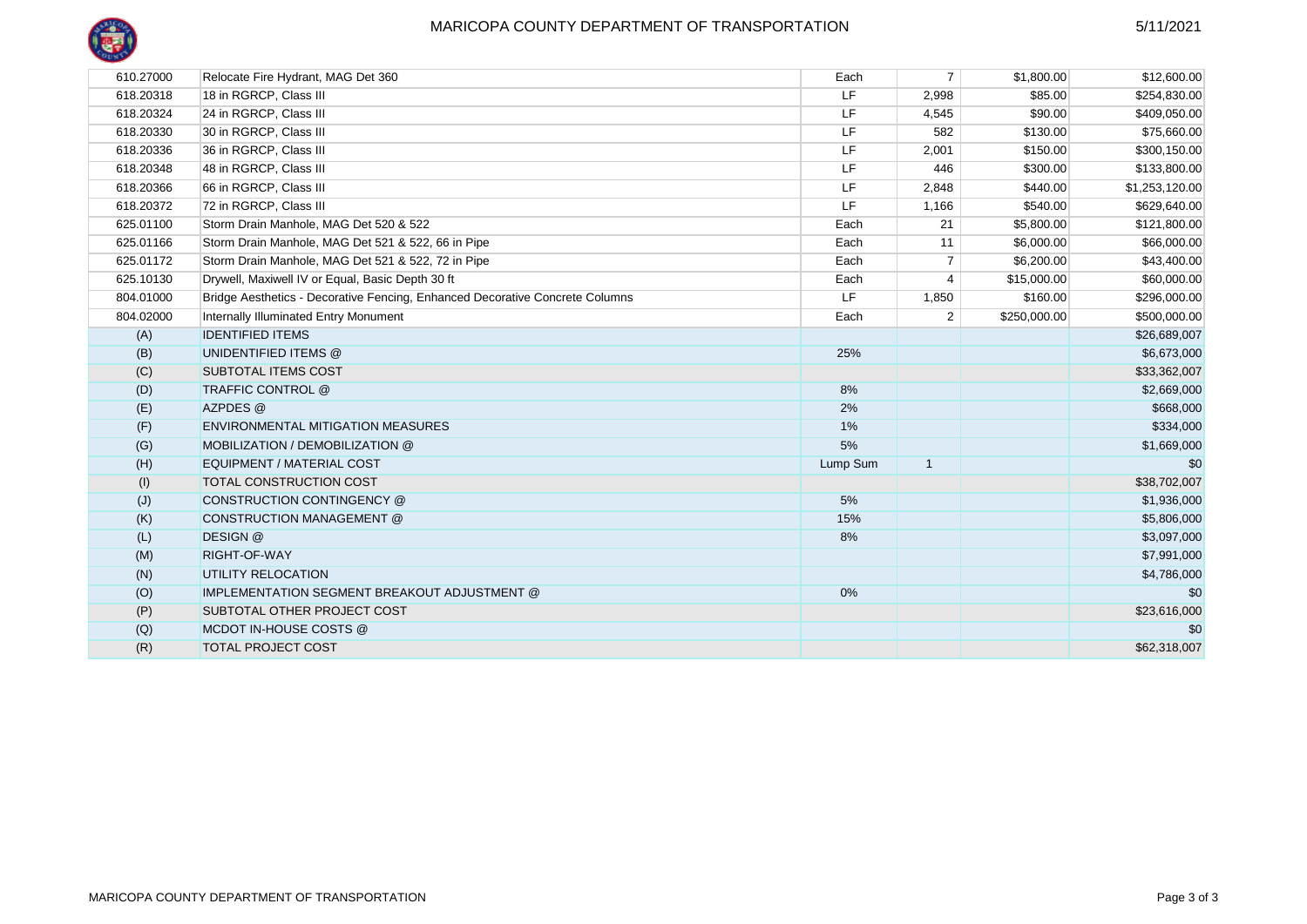| | | | | | |
|---|---|---|---|---|---|
| 610.27000 | Relocate Fire Hydrant, MAG Det 360 | Each | 7 | $1,800.00 | $12,600.00 |
| 618.20318 | 18 in RGRCP, Class III | LF | 2,998 | $85.00 | $254,830.00 |
| 618.20324 | 24 in RGRCP, Class III | LF | 4,545 | $90.00 | $409,050.00 |
| 618.20330 | 30 in RGRCP, Class III | LF | 582 | $130.00 | $75,660.00 |
| 618.20336 | 36 in RGRCP, Class III | LF | 2,001 | $150.00 | $300,150.00 |
| 618.20348 | 48 in RGRCP, Class III | LF | 446 | $300.00 | $133,800.00 |
| 618.20366 | 66 in RGRCP, Class III | LF | 2,848 | $440.00 | $1,253,120.00 |
| 618.20372 | 72 in RGRCP, Class III | LF | 1,166 | $540.00 | $629,640.00 |
| 625.01100 | Storm Drain Manhole, MAG Det 520 & 522 | Each | 21 | $5,800.00 | $121,800.00 |
| 625.01166 | Storm Drain Manhole, MAG Det 521 & 522, 66 in Pipe | Each | 11 | $6,000.00 | $66,000.00 |
| 625.01172 | Storm Drain Manhole, MAG Det 521 & 522, 72 in Pipe | Each | 7 | $6,200.00 | $43,400.00 |
| 625.10130 | Drywell, Maxiwell IV or Equal, Basic Depth 30 ft | Each | 4 | $15,000.00 | $60,000.00 |
| 804.01000 | Bridge Aesthetics - Decorative Fencing, Enhanced Decorative Concrete Columns | LF | 1,850 | $160.00 | $296,000.00 |
| 804.02000 | Internally Illuminated Entry Monument | Each | 2 | $250,000.00 | $500,000.00 |
| (A) | IDENTIFIED ITEMS | | | | $26,689,007 |
| (B) | UNIDENTIFIED ITEMS @ | 25% | | | $6,673,000 |
| (C) | SUBTOTAL ITEMS COST | | | | $33,362,007 |
| (D) | TRAFFIC CONTROL @ | 8% | | | $2,669,000 |
| (E) | AZPDES @ | 2% | | | $668,000 |
| (F) | ENVIRONMENTAL MITIGATION MEASURES | 1% | | | $334,000 |
| (G) | MOBILIZATION / DEMOBILIZATION @ | 5% | | | $1,669,000 |
| (H) | EQUIPMENT / MATERIAL COST | Lump Sum | 1 | | $0 |
| (I) | TOTAL CONSTRUCTION COST | | | | $38,702,007 |
| (J) | CONSTRUCTION CONTINGENCY @ | 5% | | | $1,936,000 |
| (K) | CONSTRUCTION MANAGEMENT @ | 15% | | | $5,806,000 |
| (L) | DESIGN @ | 8% | | | $3,097,000 |
| (M) | RIGHT-OF-WAY | | | | $7,991,000 |
| (N) | UTILITY RELOCATION | | | | $4,786,000 |
| (O) | IMPLEMENTATION SEGMENT BREAKOUT ADJUSTMENT @ | 0% | | | $0 |
| (P) | SUBTOTAL OTHER PROJECT COST | | | | $23,616,000 |
| (Q) | MCDOT IN-HOUSE COSTS @ | | | | $0 |
| (R) | TOTAL PROJECT COST | | | | $62,318,007 |